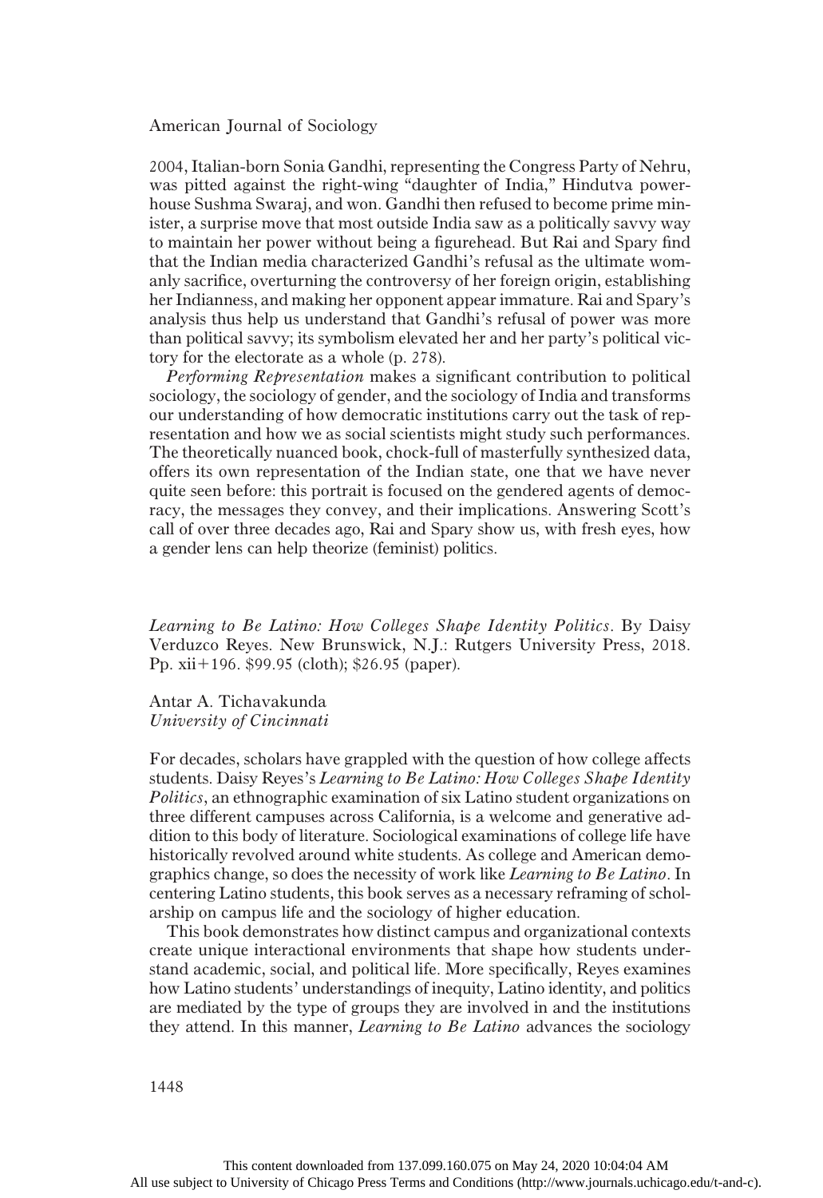2004, Italian-born Sonia Gandhi, representing the Congress Party of Nehru, was pitted against the right-wing "daughter of India," Hindutva powerhouse Sushma Swaraj, and won. Gandhi then refused to become prime minister, a surprise move that most outside India saw as a politically savvy way to maintain her power without being a figurehead. But Rai and Spary find that the Indian media characterized Gandhi's refusal as the ultimate womanly sacrifice, overturning the controversy of her foreign origin, establishing her Indianness, and making her opponent appear immature. Rai and Spary's analysis thus help us understand that Gandhi's refusal of power was more than political savvy; its symbolism elevated her and her party's political victory for the electorate as a whole (p. 278).

*Performing Representation* makes a significant contribution to political sociology, the sociology of gender, and the sociology of India and transforms our understanding of how democratic institutions carry out the task of representation and how we as social scientists might study such performances. The theoretically nuanced book, chock-full of masterfully synthesized data, offers its own representation of the Indian state, one that we have never quite seen before: this portrait is focused on the gendered agents of democracy, the messages they convey, and their implications. Answering Scott's call of over three decades ago, Rai and Spary show us, with fresh eyes, how a gender lens can help theorize (feminist) politics.

*Learning to Be Latino: How Colleges Shape Identity Politics*. By Daisy Verduzco Reyes. New Brunswick, N.J.: Rutgers University Press, 2018. Pp. xii+196. $99.95 (cloth); $26.95 (paper).

Antar A. Tichavakunda
*University of Cincinnati*

For decades, scholars have grappled with the question of how college affects students. Daisy Reyes's *Learning to Be Latino: How Colleges Shape Identity Politics*, an ethnographic examination of six Latino student organizations on three different campuses across California, is a welcome and generative addition to this body of literature. Sociological examinations of college life have historically revolved around white students. As college and American demographics change, so does the necessity of work like *Learning to Be Latino*. In centering Latino students, this book serves as a necessary reframing of scholarship on campus life and the sociology of higher education.

This book demonstrates how distinct campus and organizational contexts create unique interactional environments that shape how students understand academic, social, and political life. More specifically, Reyes examines how Latino students' understandings of inequity, Latino identity, and politics are mediated by the type of groups they are involved in and the institutions they attend. In this manner, *Learning to Be Latino* advances the sociology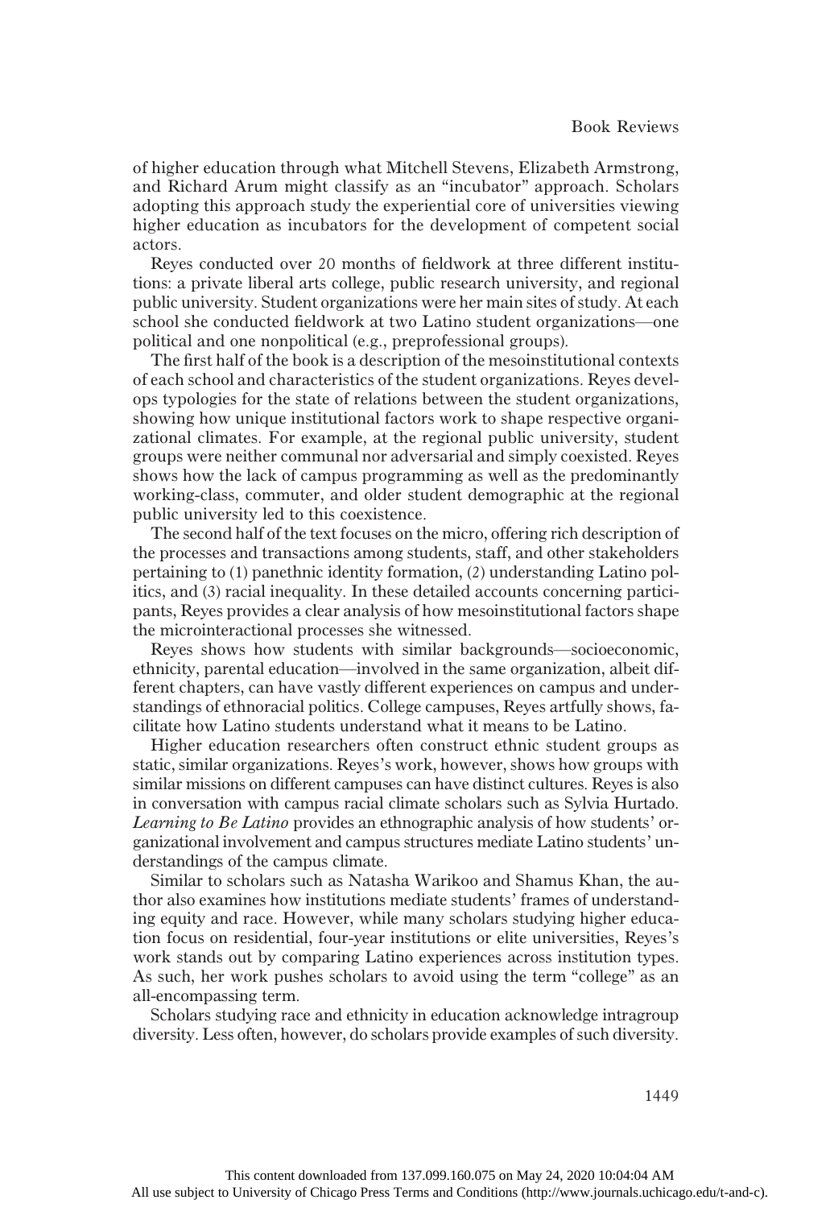of higher education through what Mitchell Stevens, Elizabeth Armstrong, and Richard Arum might classify as an "incubator" approach. Scholars adopting this approach study the experiential core of universities viewing higher education as incubators for the development of competent social actors.

Reyes conducted over 20 months of fieldwork at three different institutions: a private liberal arts college, public research university, and regional public university. Student organizations were her main sites of study. At each school she conducted fieldwork at two Latino student organizations—one political and one nonpolitical (e.g., preprofessional groups).

The first half of the book is a description of the mesoinstitutional contexts of each school and characteristics of the student organizations. Reyes develops typologies for the state of relations between the student organizations, showing how unique institutional factors work to shape respective organizational climates. For example, at the regional public university, student groups were neither communal nor adversarial and simply coexisted. Reyes shows how the lack of campus programming as well as the predominantly working-class, commuter, and older student demographic at the regional public university led to this coexistence.

The second half of the text focuses on the micro, offering rich description of the processes and transactions among students, staff, and other stakeholders pertaining to (1) panethnic identity formation, (2) understanding Latino politics, and (3) racial inequality. In these detailed accounts concerning participants, Reyes provides a clear analysis of how mesoinstitutional factors shape the microinteractional processes she witnessed.

Reyes shows how students with similar backgrounds—socioeconomic, ethnicity, parental education—involved in the same organization, albeit different chapters, can have vastly different experiences on campus and understandings of ethnoracial politics. College campuses, Reyes artfully shows, facilitate how Latino students understand what it means to be Latino.

Higher education researchers often construct ethnic student groups as static, similar organizations. Reyes's work, however, shows how groups with similar missions on different campuses can have distinct cultures. Reyes is also in conversation with campus racial climate scholars such as Sylvia Hurtado. *Learning to Be Latino* provides an ethnographic analysis of how students' organizational involvement and campus structures mediate Latino students' understandings of the campus climate.

Similar to scholars such as Natasha Warikoo and Shamus Khan, the author also examines how institutions mediate students' frames of understanding equity and race. However, while many scholars studying higher education focus on residential, four-year institutions or elite universities, Reyes's work stands out by comparing Latino experiences across institution types. As such, her work pushes scholars to avoid using the term "college" as an all-encompassing term.

Scholars studying race and ethnicity in education acknowledge intragroup diversity. Less often, however, do scholars provide examples of such diversity.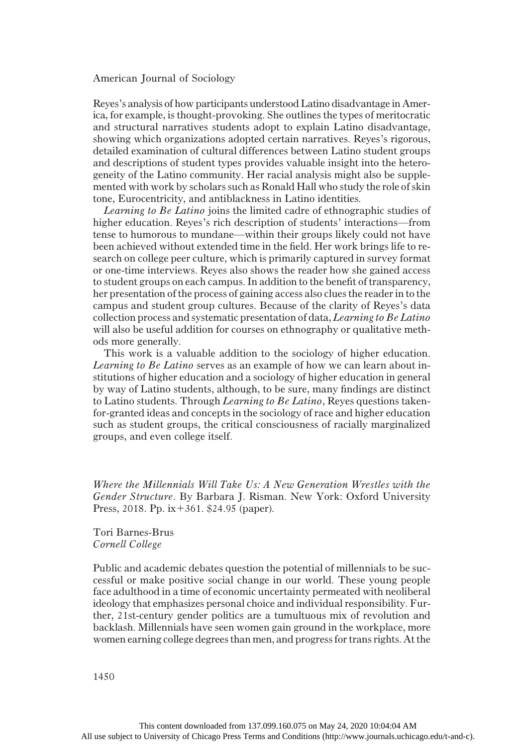Reyes's analysis of how participants understood Latino disadvantage in America, for example, is thought-provoking. She outlines the types of meritocratic and structural narratives students adopt to explain Latino disadvantage, showing which organizations adopted certain narratives. Reyes's rigorous, detailed examination of cultural differences between Latino student groups and descriptions of student types provides valuable insight into the heterogeneity of the Latino community. Her racial analysis might also be supplemented with work by scholars such as Ronald Hall who study the role of skin tone, Eurocentricity, and antiblackness in Latino identities.

*Learning to Be Latino* joins the limited cadre of ethnographic studies of higher education. Reyes's rich description of students' interactions—from tense to humorous to mundane—within their groups likely could not have been achieved without extended time in the field. Her work brings life to research on college peer culture, which is primarily captured in survey format or one-time interviews. Reyes also shows the reader how she gained access to student groups on each campus. In addition to the benefit of transparency, her presentation of the process of gaining access also clues the reader in to the campus and student group cultures. Because of the clarity of Reyes's data collection process and systematic presentation of data, *Learning to Be Latino* will also be useful addition for courses on ethnography or qualitative methods more generally.

This work is a valuable addition to the sociology of higher education. *Learning to Be Latino* serves as an example of how we can learn about institutions of higher education and a sociology of higher education in general by way of Latino students, although, to be sure, many findings are distinct to Latino students. Through *Learning to Be Latino*, Reyes questions taken-for-granted ideas and concepts in the sociology of race and higher education such as student groups, the critical consciousness of racially marginalized groups, and even college itself.

*Where the Millennials Will Take Us: A New Generation Wrestles with the Gender Structure*. By Barbara J. Risman. New York: Oxford University Press, 2018. Pp. ix+361. $24.95 (paper).

Tori Barnes-Brus
*Cornell College*

Public and academic debates question the potential of millennials to be successful or make positive social change in our world. These young people face adulthood in a time of economic uncertainty permeated with neoliberal ideology that emphasizes personal choice and individual responsibility. Further, 21st-century gender politics are a tumultuous mix of revolution and backlash. Millennials have seen women gain ground in the workplace, more women earning college degrees than men, and progress for trans rights. At the